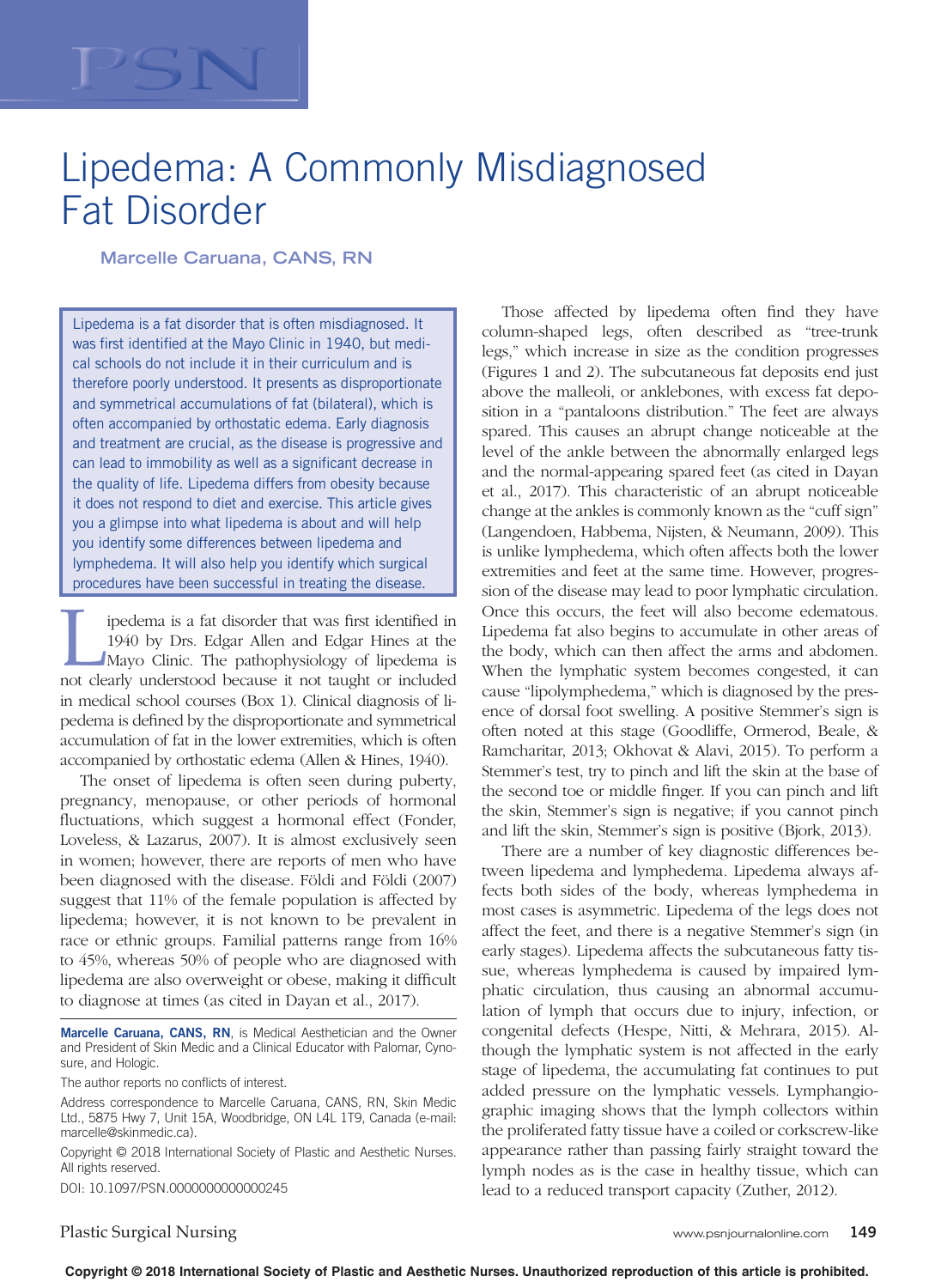# Lipedema: A Commonly Misdiagnosed Fat Disorder

**Marcelle Caruana, CANS, RN**

> Lipedema is a fat disorder that is often misdiagnosed. It was first identified at the Mayo Clinic in 1940, but medical schools do not include it in their curriculum and is therefore poorly understood. It presents as disproportionate and symmetrical accumulations of fat (bilateral), which is often accompanied by orthostatic edema. Early diagnosis and treatment are crucial, as the disease is progressive and can lead to immobility as well as a significant decrease in the quality of life. Lipedema differs from obesity because it does not respond to diet and exercise. This article gives you a glimpse into what lipedema is about and will help you identify some differences between lipedema and lymphedema. It will also help you identify which surgical procedures have been successful in treating the disease.

Lipedema is a fat disorder that was first identified in 1940 by Drs. Edgar Allen and Edgar Hines at the Mayo Clinic. The pathophysiology of lipedema is not clearly understood because it not taught or included in medical school courses (Box 1). Clinical diagnosis of lipedema is defined by the disproportionate and symmetrical accumulation of fat in the lower extremities, which is often accompanied by orthostatic edema (Allen & Hines, 1940).

The onset of lipedema is often seen during puberty, pregnancy, menopause, or other periods of hormonal fluctuations, which suggest a hormonal effect (Fonder, Loveless, & Lazarus, 2007). It is almost exclusively seen in women; however, there are reports of men who have been diagnosed with the disease. Földi and Földi (2007) suggest that 11% of the female population is affected by lipedema; however, it is not known to be prevalent in race or ethnic groups. Familial patterns range from 16% to 45%, whereas 50% of people who are diagnosed with lipedema are also overweight or obese, making it difficult to diagnose at times (as cited in Dayan et al., 2017).

Those affected by lipedema often find they have column-shaped legs, often described as "tree-trunk legs," which increase in size as the condition progresses (Figures 1 and 2). The subcutaneous fat deposits end just above the malleoli, or anklebones, with excess fat deposition in a "pantaloons distribution." The feet are always spared. This causes an abrupt change noticeable at the level of the ankle between the abnormally enlarged legs and the normal-appearing spared feet (as cited in Dayan et al., 2017). This characteristic of an abrupt noticeable change at the ankles is commonly known as the "cuff sign" (Langendoen, Habbema, Nijsten, & Neumann, 2009). This is unlike lymphedema, which often affects both the lower extremities and feet at the same time. However, progression of the disease may lead to poor lymphatic circulation. Once this occurs, the feet will also become edematous. Lipedema fat also begins to accumulate in other areas of the body, which can then affect the arms and abdomen. When the lymphatic system becomes congested, it can cause "lipolymphedema," which is diagnosed by the presence of dorsal foot swelling. A positive Stemmer's sign is often noted at this stage (Goodliffe, Ormerod, Beale, & Ramcharitar, 2013; Okhovat & Alavi, 2015). To perform a Stemmer's test, try to pinch and lift the skin at the base of the second toe or middle finger. If you can pinch and lift the skin, Stemmer's sign is negative; if you cannot pinch and lift the skin, Stemmer's sign is positive (Bjork, 2013).

There are a number of key diagnostic differences between lipedema and lymphedema. Lipedema always affects both sides of the body, whereas lymphedema in most cases is asymmetric. Lipedema of the legs does not affect the feet, and there is a negative Stemmer's sign (in early stages). Lipedema affects the subcutaneous fatty tissue, whereas lymphedema is caused by impaired lymphatic circulation, thus causing an abnormal accumulation of lymph that occurs due to injury, infection, or congenital defects (Hespe, Nitti, & Mehrara, 2015). Although the lymphatic system is not affected in the early stage of lipedema, the accumulating fat continues to put added pressure on the lymphatic vessels. Lymphangiographic imaging shows that the lymph collectors within the proliferated fatty tissue have a coiled or corkscrew-like appearance rather than passing fairly straight toward the lymph nodes as is the case in healthy tissue, which can lead to a reduced transport capacity (Zuther, 2012).

---

**Marcelle Caruana, CANS, RN**, is Medical Aesthetician and the Owner and President of Skin Medic and a Clinical Educator with Palomar, Cynosure, and Hologic.

The author reports no conflicts of interest.

Address correspondence to Marcelle Caruana, CANS, RN, Skin Medic Ltd., 5875 Hwy 7, Unit 15A, Woodbridge, ON L4L 1T9, Canada (e-mail: marcelle@skinmedic.ca).

Copyright © 2018 International Society of Plastic and Aesthetic Nurses. All rights reserved.

DOI: 10.1097/PSN.0000000000000245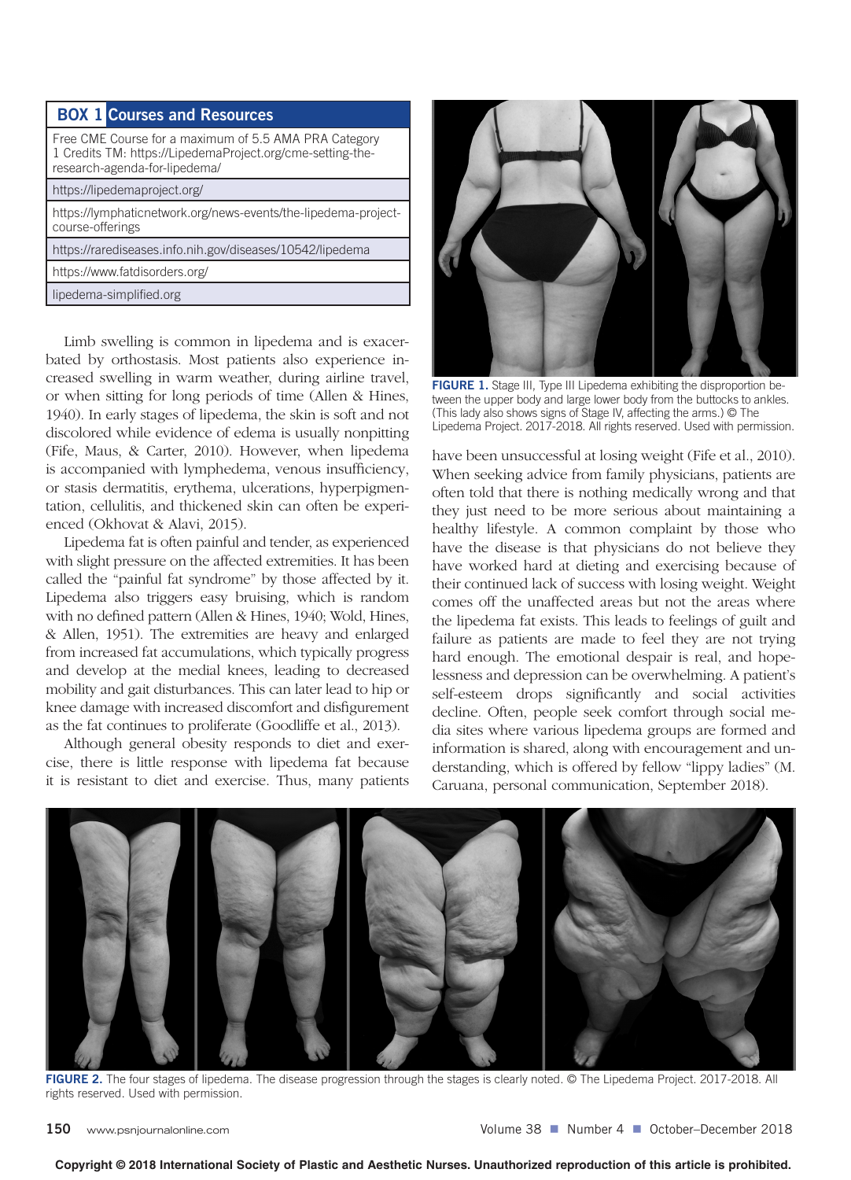| BOX 1 Courses and Resources |
| --- |
| Free CME Course for a maximum of 5.5 AMA PRA Category 1 Credits TM: https://LipedemaProject.org/cme-setting-the-research-agenda-for-lipedema/ |
| https://lipedemaproject.org/ |
| https://lymphaticnetwork.org/news-events/the-lipedema-project-course-offerings |
| https://rarediseases.info.nih.gov/diseases/10542/lipedema |
| https://www.fatdisorders.org/ |
| lipedema-simplified.org |

Limb swelling is common in lipedema and is exacerbated by orthostasis. Most patients also experience increased swelling in warm weather, during airline travel, or when sitting for long periods of time (Allen & Hines, 1940). In early stages of lipedema, the skin is soft and not discolored while evidence of edema is usually nonpitting (Fife, Maus, & Carter, 2010). However, when lipedema is accompanied with lymphedema, venous insufficiency, or stasis dermatitis, erythema, ulcerations, hyperpigmentation, cellulitis, and thickened skin can often be experienced (Okhovat & Alavi, 2015).

Lipedema fat is often painful and tender, as experienced with slight pressure on the affected extremities. It has been called the "painful fat syndrome" by those affected by it. Lipedema also triggers easy bruising, which is random with no defined pattern (Allen & Hines, 1940; Wold, Hines, & Allen, 1951). The extremities are heavy and enlarged from increased fat accumulations, which typically progress and develop at the medial knees, leading to decreased mobility and gait disturbances. This can later lead to hip or knee damage with increased discomfort and disfigurement as the fat continues to proliferate (Goodliffe et al., 2013).

Although general obesity responds to diet and exercise, there is little response with lipedema fat because it is resistant to diet and exercise. Thus, many patients have been unsuccessful at losing weight (Fife et al., 2010). When seeking advice from family physicians, patients are often told that there is nothing medically wrong and that they just need to be more serious about maintaining a healthy lifestyle. A common complaint by those who have the disease is that physicians do not believe they have worked hard at dieting and exercising because of their continued lack of success with losing weight. Weight comes off the unaffected areas but not the areas where the lipedema fat exists. This leads to feelings of guilt and failure as patients are made to feel they are not trying hard enough. The emotional despair is real, and hopelessness and depression can be overwhelming. A patient's self-esteem drops significantly and social activities decline. Often, people seek comfort through social media sites where various lipedema groups are formed and information is shared, along with encouragement and understanding, which is offered by fellow "lippy ladies" (M. Caruana, personal communication, September 2018).

**FIGURE 1.** Stage III, Type III Lipedema exhibiting the disproportion between the upper body and large lower body from the buttocks to ankles. (This lady also shows signs of Stage IV, affecting the arms.) © The Lipedema Project. 2017-2018. All rights reserved. Used with permission.

**FIGURE 2.** The four stages of lipedema. The disease progression through the stages is clearly noted. © The Lipedema Project. 2017-2018. All rights reserved. Used with permission.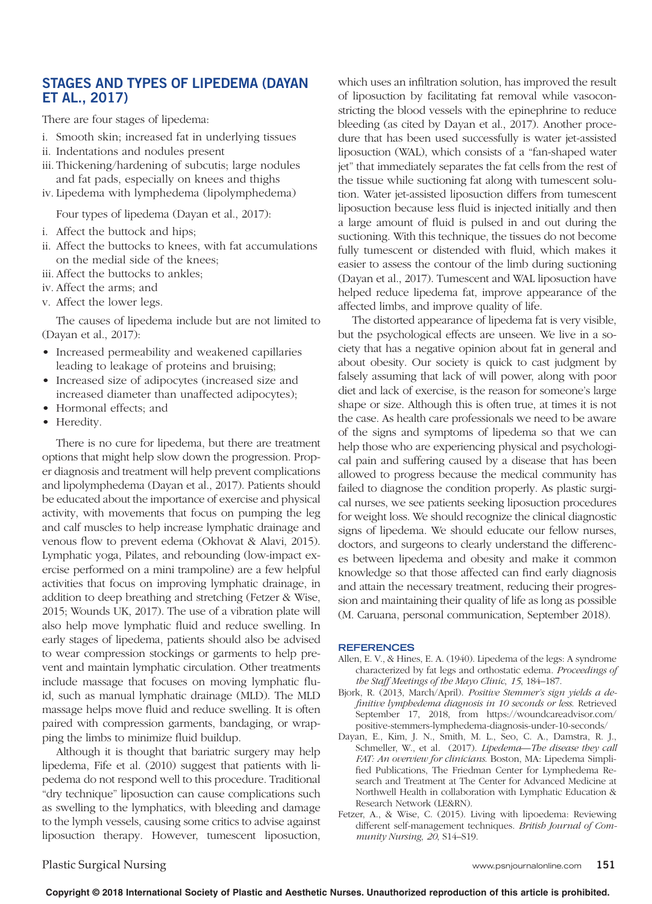## STAGES AND TYPES OF LIPEDEMA (DAYAN ET AL., 2017)

There are four stages of lipedema:

i. Smooth skin; increased fat in underlying tissues
ii. Indentations and nodules present
iii. Thickening/hardening of subcutis; large nodules and fat pads, especially on knees and thighs
iv. Lipedema with lymphedema (lipolymphedema)

Four types of lipedema (Dayan et al., 2017):

i. Affect the buttock and hips;
ii. Affect the buttocks to knees, with fat accumulations on the medial side of the knees;
iii. Affect the buttocks to ankles;
iv. Affect the arms; and
v. Affect the lower legs.

The causes of lipedema include but are not limited to (Dayan et al., 2017):

- Increased permeability and weakened capillaries leading to leakage of proteins and bruising;
- Increased size of adipocytes (increased size and increased diameter than unaffected adipocytes);
- Hormonal effects; and
- Heredity.

There is no cure for lipedema, but there are treatment options that might help slow down the progression. Proper diagnosis and treatment will help prevent complications and lipolymphedema (Dayan et al., 2017). Patients should be educated about the importance of exercise and physical activity, with movements that focus on pumping the leg and calf muscles to help increase lymphatic drainage and venous flow to prevent edema (Okhovat & Alavi, 2015). Lymphatic yoga, Pilates, and rebounding (low-impact exercise performed on a mini trampoline) are a few helpful activities that focus on improving lymphatic drainage, in addition to deep breathing and stretching (Fetzer & Wise, 2015; Wounds UK, 2017). The use of a vibration plate will also help move lymphatic fluid and reduce swelling. In early stages of lipedema, patients should also be advised to wear compression stockings or garments to help prevent and maintain lymphatic circulation. Other treatments include massage that focuses on moving lymphatic fluid, such as manual lymphatic drainage (MLD). The MLD massage helps move fluid and reduce swelling. It is often paired with compression garments, bandaging, or wrapping the limbs to minimize fluid buildup.

Although it is thought that bariatric surgery may help lipedema, Fife et al. (2010) suggest that patients with lipedema do not respond well to this procedure. Traditional "dry technique" liposuction can cause complications such as swelling to the lymphatics, with bleeding and damage to the lymph vessels, causing some critics to advise against liposuction therapy. However, tumescent liposuction, which uses an infiltration solution, has improved the result of liposuction by facilitating fat removal while vasoconstricting the blood vessels with the epinephrine to reduce bleeding (as cited by Dayan et al., 2017). Another procedure that has been used successfully is water jet-assisted liposuction (WAL), which consists of a "fan-shaped water jet" that immediately separates the fat cells from the rest of the tissue while suctioning fat along with tumescent solution. Water jet-assisted liposuction differs from tumescent liposuction because less fluid is injected initially and then a large amount of fluid is pulsed in and out during the suctioning. With this technique, the tissues do not become fully tumescent or distended with fluid, which makes it easier to assess the contour of the limb during suctioning (Dayan et al., 2017). Tumescent and WAL liposuction have helped reduce lipedema fat, improve appearance of the affected limbs, and improve quality of life.

The distorted appearance of lipedema fat is very visible, but the psychological effects are unseen. We live in a society that has a negative opinion about fat in general and about obesity. Our society is quick to cast judgment by falsely assuming that lack of will power, along with poor diet and lack of exercise, is the reason for someone's large shape or size. Although this is often true, at times it is not the case. As health care professionals we need to be aware of the signs and symptoms of lipedema so that we can help those who are experiencing physical and psychological pain and suffering caused by a disease that has been allowed to progress because the medical community has failed to diagnose the condition properly. As plastic surgical nurses, we see patients seeking liposuction procedures for weight loss. We should recognize the clinical diagnostic signs of lipedema. We should educate our fellow nurses, doctors, and surgeons to clearly understand the differences between lipedema and obesity and make it common knowledge so that those affected can find early diagnosis and attain the necessary treatment, reducing their progression and maintaining their quality of life as long as possible (M. Caruana, personal communication, September 2018).

## REFERENCES

Allen, E. V., & Hines, E. A. (1940). Lipedema of the legs: A syndrome characterized by fat legs and orthostatic edema. *Proceedings of the Staff Meetings of the Mayo Clinic*, *15*, 184–187.

Bjork, R. (2013, March/April). *Positive Stemmer's sign yields a definitive lymphedema diagnosis in 10 seconds or less.* Retrieved September 17, 2018, from https://woundcareadvisor.com/positive-stemmers-lymphedema-diagnosis-under-10-seconds/

Dayan, E., Kim, J. N., Smith, M. L., Seo, C. A., Damstra, R. J., Schmeller, W., et al. (2017). *Lipedema—The disease they call FAT: An overview for clinicians.* Boston, MA: Lipedema Simplified Publications, The Friedman Center for Lymphedema Research and Treatment at The Center for Advanced Medicine at Northwell Health in collaboration with Lymphatic Education & Research Network (LE&RN).

Fetzer, A., & Wise, C. (2015). Living with lipoedema: Reviewing different self-management techniques. *British Journal of Community Nursing*, *20*, S14–S19.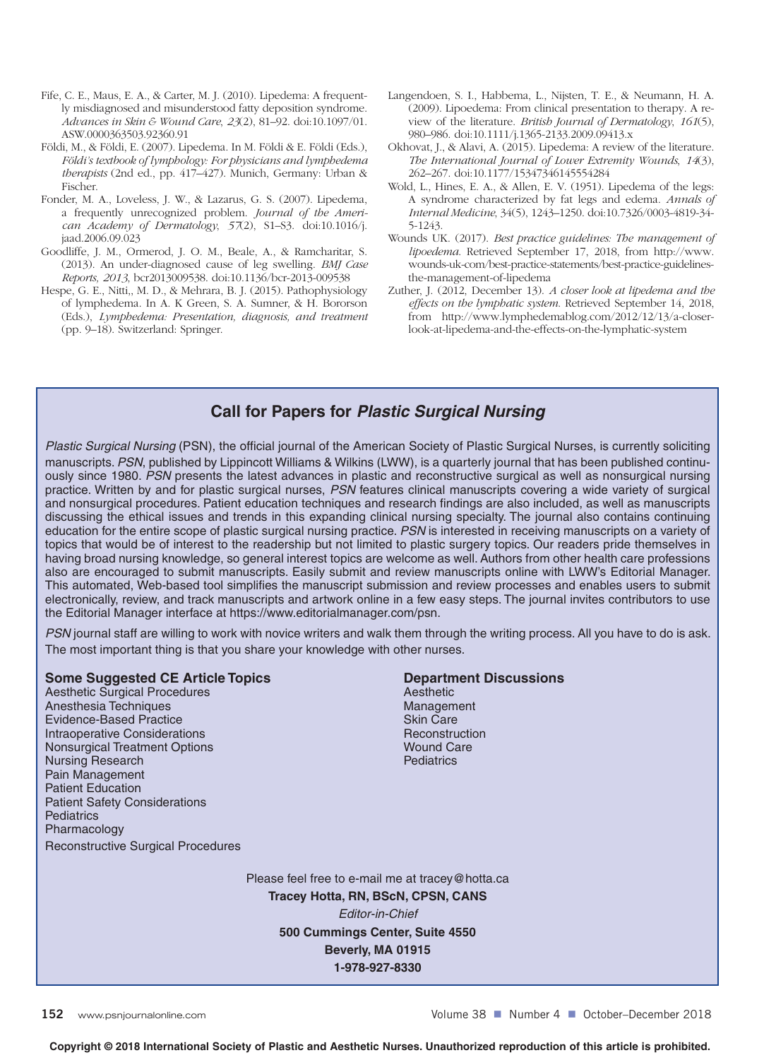Fife, C. E., Maus, E. A., & Carter, M. J. (2010). Lipedema: A frequently misdiagnosed and misunderstood fatty deposition syndrome. *Advances in Skin & Wound Care, 23*(2), 81–92. doi:10.1097/01.ASW.0000363503.92360.91

Földi, M., & Földi, E. (2007). Lipedema. In M. Földi & E. Földi (Eds.), *Földi's textbook of lymphology: For physicians and lymphedema therapists* (2nd ed., pp. 417–427). Munich, Germany: Urban & Fischer.

Fonder, M. A., Loveless, J. W., & Lazarus, G. S. (2007). Lipedema, a frequently unrecognized problem. *Journal of the American Academy of Dermatology, 57*(2), S1–S3. doi:10.1016/j.jaad.2006.09.023

Goodliffe, J. M., Ormerod, J. O. M., Beale, A., & Ramcharitar, S. (2013). An under-diagnosed cause of leg swelling. *BMJ Case Reports, 2013*, bcr2013009538. doi:10.1136/bcr-2013-009538

Hespe, G. E., Nitti,, M. D., & Mehrara, B. J. (2015). Pathophysiology of lymphedema. In A. K Green, S. A. Sumner, & H. Bororson (Eds.), *Lymphedema: Presentation, diagnosis, and treatment* (pp. 9–18). Switzerland: Springer.

Langendoen, S. I., Habbema, L., Nijsten, T. E., & Neumann, H. A. (2009). Lipoedema: From clinical presentation to therapy. A review of the literature. *British Journal of Dermatology, 161*(5), 980–986. doi:10.1111/j.1365-2133.2009.09413.x

Okhovat, J., & Alavi, A. (2015). Lipedema: A review of the literature. *The International Journal of Lower Extremity Wounds, 14*(3), 262–267. doi:10.1177/1534734614554284

Wold, L., Hines, E. A., & Allen, E. V. (1951). Lipedema of the legs: A syndrome characterized by fat legs and edema. *Annals of Internal Medicine*, 34(5), 1243–1250. doi:10.7326/0003-4819-34-5-1243.

Wounds UK. (2017). *Best practice guidelines: The management of lipoedema.* Retrieved September 17, 2018, from http://www.wounds-uk-com/best-practice-statements/best-practice-guidelines-the-management-of-lipedema

Zuther, J. (2012, December 13). *A closer look at lipedema and the effects on the lymphatic system.* Retrieved September 14, 2018, from http://www.lymphedemablog.com/2012/12/13/a-closer-look-at-lipedema-and-the-effects-on-the-lymphatic-system

## Call for Papers for *Plastic Surgical Nursing*

*Plastic Surgical Nursing* (PSN), the official journal of the American Society of Plastic Surgical Nurses, is currently soliciting manuscripts. *PSN*, published by Lippincott Williams & Wilkins (LWW), is a quarterly journal that has been published continuously since 1980. *PSN* presents the latest advances in plastic and reconstructive surgical as well as nonsurgical nursing practice. Written by and for plastic surgical nurses, *PSN* features clinical manuscripts covering a wide variety of surgical and nonsurgical procedures. Patient education techniques and research findings are also included, as well as manuscripts discussing the ethical issues and trends in this expanding clinical nursing specialty. The journal also contains continuing education for the entire scope of plastic surgical nursing practice. *PSN* is interested in receiving manuscripts on a variety of topics that would be of interest to the readership but not limited to plastic surgery topics. Our readers pride themselves in having broad nursing knowledge, so general interest topics are welcome as well. Authors from other health care professions also are encouraged to submit manuscripts. Easily submit and review manuscripts online with LWW's Editorial Manager. This automated, Web-based tool simplifies the manuscript submission and review processes and enables users to submit electronically, review, and track manuscripts and artwork online in a few easy steps. The journal invites contributors to use the Editorial Manager interface at https://www.editorialmanager.com/psn.

*PSN* journal staff are willing to work with novice writers and walk them through the writing process. All you have to do is ask. The most important thing is that you share your knowledge with other nurses.

### Some Suggested CE Article Topics

- Aesthetic Surgical Procedures
- Anesthesia Techniques
- Evidence-Based Practice
- Intraoperative Considerations
- Nonsurgical Treatment Options
- Nursing Research
- Pain Management
- Patient Education
- Patient Safety Considerations
- Pediatrics
- Pharmacology
- Reconstructive Surgical Procedures

### Department Discussions

- Aesthetic
- Management
- Skin Care
- Reconstruction
- Wound Care
- Pediatrics

Please feel free to e-mail me at tracey@hotta.ca

**Tracey Hotta, RN, BScN, CPSN, CANS**

*Editor-in-Chief*

**500 Cummings Center, Suite 4550**

**Beverly, MA 01915**

**1-978-927-8330**

**Copyright © 2018 International Society of Plastic and Aesthetic Nurses. Unauthorized reproduction of this article is prohibited.**